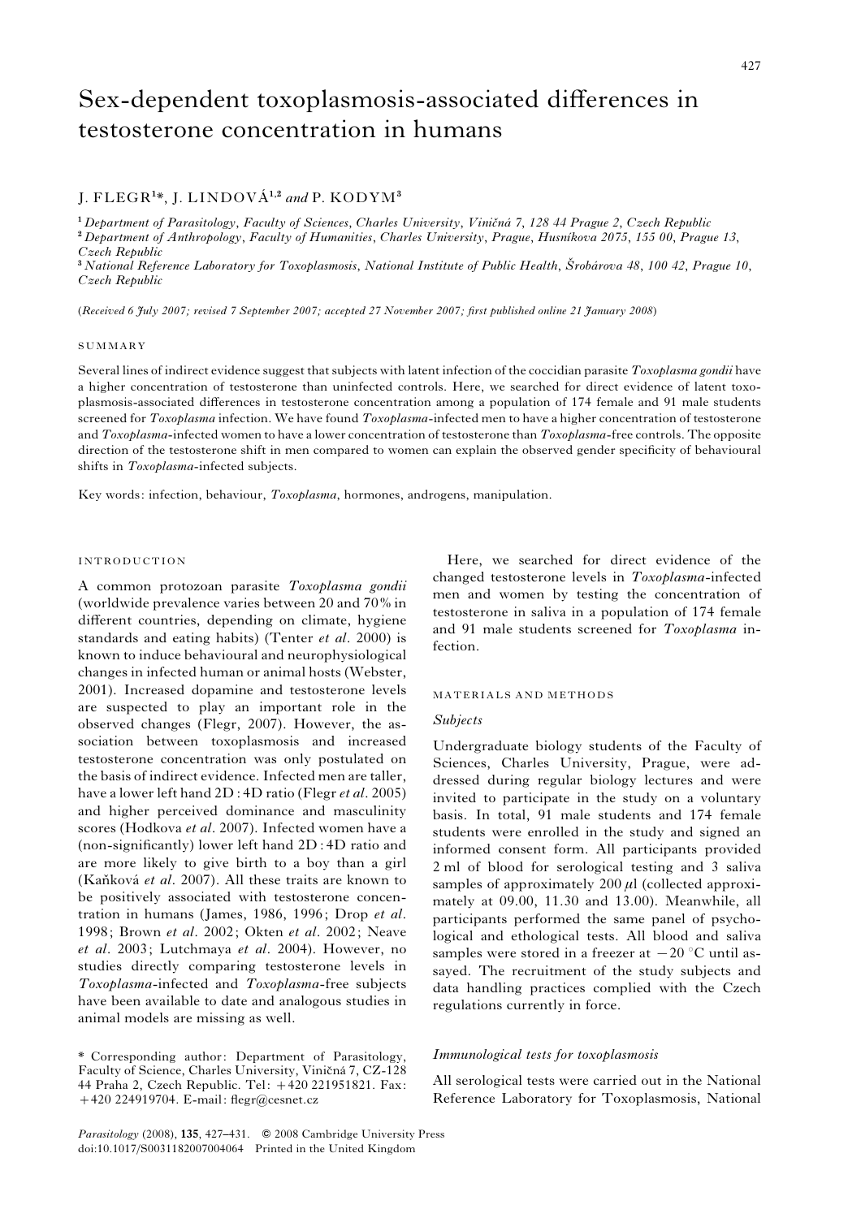# Sex-dependent toxoplasmosis-associated differences in testosterone concentration in humans

J. FLEGR[1]*, J. LINDOVÁ[1,2] *and* P. KODYM[3]

[1] *Department of Parasitology, Faculty of Sciences, Charles University, Viničná 7, 128 44 Prague 2, Czech Republic*
[2] *Department of Anthropology, Faculty of Humanities, Charles University, Prague, Husníkova 2075, 155 00, Prague 13, Czech Republic*
[3] *National Reference Laboratory for Toxoplasmosis, National Institute of Public Health, Šrobárova 48, 100 42, Prague 10, Czech Republic*

(*Received 6 July 2007; revised 7 September 2007; accepted 27 November 2007; first published online 21 January 2008*)

## SUMMARY

Several lines of indirect evidence suggest that subjects with latent infection of the coccidian parasite *Toxoplasma gondii* have a higher concentration of testosterone than uninfected controls. Here, we searched for direct evidence of latent toxoplasmosis-associated differences in testosterone concentration among a population of 174 female and 91 male students screened for *Toxoplasma* infection. We have found *Toxoplasma*-infected men to have a higher concentration of testosterone and *Toxoplasma*-infected women to have a lower concentration of testosterone than *Toxoplasma*-free controls. The opposite direction of the testosterone shift in men compared to women can explain the observed gender specificity of behavioural shifts in *Toxoplasma*-infected subjects.

Key words: infection, behaviour, *Toxoplasma*, hormones, androgens, manipulation.

## INTRODUCTION

A common protozoan parasite *Toxoplasma gondii* (worldwide prevalence varies between 20 and 70% in different countries, depending on climate, hygiene standards and eating habits) (Tenter *et al*. 2000) is known to induce behavioural and neurophysiological changes in infected human or animal hosts (Webster, 2001). Increased dopamine and testosterone levels are suspected to play an important role in the observed changes (Flegr, 2007). However, the association between toxoplasmosis and increased testosterone concentration was only postulated on the basis of indirect evidence. Infected men are taller, have a lower left hand 2D : 4D ratio (Flegr *et al*. 2005) and higher perceived dominance and masculinity scores (Hodkova *et al*. 2007). Infected women have a (non-significantly) lower left hand 2D : 4D ratio and are more likely to give birth to a boy than a girl (Kaňková *et al*. 2007). All these traits are known to be positively associated with testosterone concentration in humans (James, 1986, 1996; Drop *et al*. 1998; Brown *et al*. 2002; Okten *et al*. 2002; Neave *et al*. 2003; Lutchmaya *et al*. 2004). However, no studies directly comparing testosterone levels in *Toxoplasma*-infected and *Toxoplasma*-free subjects have been available to date and analogous studies in animal models are missing as well.

Here, we searched for direct evidence of the changed testosterone levels in *Toxoplasma*-infected men and women by testing the concentration of testosterone in saliva in a population of 174 female and 91 male students screened for *Toxoplasma* infection.

## MATERIALS AND METHODS

### *Subjects*

Undergraduate biology students of the Faculty of Sciences, Charles University, Prague, were addressed during regular biology lectures and were invited to participate in the study on a voluntary basis. In total, 91 male students and 174 female students were enrolled in the study and signed an informed consent form. All participants provided 2 ml of blood for serological testing and 3 saliva samples of approximately 200 $\mu$l (collected approximately at 09.00, 11.30 and 13.00). Meanwhile, all participants performed the same panel of psychological and ethological tests. All blood and saliva samples were stored in a freezer at $-20$ °C until assayed. The recruitment of the study subjects and data handling practices complied with the Czech regulations currently in force.

### *Immunological tests for toxoplasmosis*

All serological tests were carried out in the National Reference Laboratory for Toxoplasmosis, National

\* Corresponding author: Department of Parasitology, Faculty of Science, Charles University, Viničná 7, CZ-128 44 Praha 2, Czech Republic. Tel: +420 221951821. Fax: +420 224919704. E-mail: flegr@cesnet.cz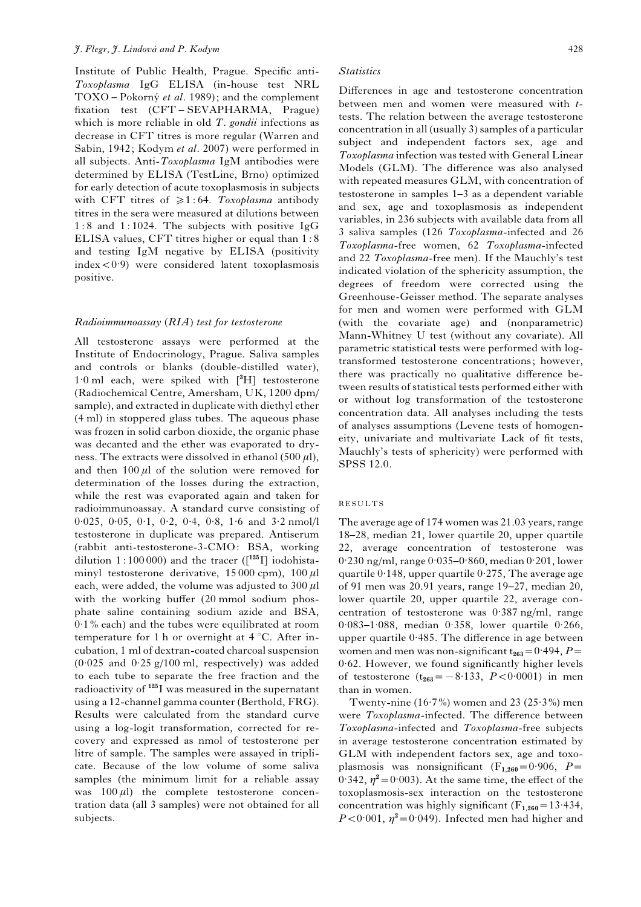Institute of Public Health, Prague. Specific anti-*Toxoplasma* IgG ELISA (in-house test NRL TOXO – Pokorný *et al*. 1989); and the complement fixation test (CFT – SEVAPHARMA, Prague) which is more reliable in old *T. gondii* infections as decrease in CFT titres is more regular (Warren and Sabin, 1942; Kodym *et al*. 2007) were performed in all subjects. Anti-*Toxoplasma* IgM antibodies were determined by ELISA (TestLine, Brno) optimized for early detection of acute toxoplasmosis in subjects with CFT titres of ≥1:64. *Toxoplasma* antibody titres in the sera were measured at dilutions between 1:8 and 1:1024. The subjects with positive IgG ELISA values, CFT titres higher or equal than 1:8 and testing IgM negative by ELISA (positivity index < 0·9) were considered latent toxoplasmosis positive.

### *Radioimmunoassay (RIA) test for testosterone*

All testosterone assays were performed at the Institute of Endocrinology, Prague. Saliva samples and controls or blanks (double-distilled water), 1·0 ml each, were spiked with [$^{3}$H] testosterone (Radiochemical Centre, Amersham, UK, 1200 dpm/sample), and extracted in duplicate with diethyl ether (4 ml) in stoppered glass tubes. The aqueous phase was frozen in solid carbon dioxide, the organic phase was decanted and the ether was evaporated to dryness. The extracts were dissolved in ethanol (500 $\mu$l), and then 100 $\mu$l of the solution were removed for determination of the losses during the extraction, while the rest was evaporated again and taken for radioimmunoassay. A standard curve consisting of 0·025, 0·05, 0·1, 0·2, 0·4, 0·8, 1·6 and 3·2 nmol/l testosterone in duplicate was prepared. Antiserum (rabbit anti-testosterone-3-CMO: BSA, working dilution 1:100 000) and the tracer ([$^{125}$I] iodohistaminyl testosterone derivative, 15 000 cpm), 100 $\mu$l each, were added, the volume was adjusted to 300 $\mu$l with the working buffer (20 mmol sodium phosphate saline containing sodium azide and BSA, 0·1% each) and the tubes were equilibrated at room temperature for 1 h or overnight at 4 °C. After incubation, 1 ml of dextran-coated charcoal suspension (0·025 and 0·25 g/100 ml, respectively) was added to each tube to separate the free fraction and the radioactivity of $^{125}$I was measured in the supernatant using a 12-channel gamma counter (Berthold, FRG). Results were calculated from the standard curve using a log-logit transformation, corrected for recovery and expressed as nmol of testosterone per litre of sample. The samples were assayed in triplicate. Because of the low volume of some saliva samples (the minimum limit for a reliable assay was 100 $\mu$l) the complete testosterone concentration data (all 3 samples) were not obtained for all subjects.

### *Statistics*

Differences in age and testosterone concentration between men and women were measured with *t*-tests. The relation between the average testosterone concentration in all (usually 3) samples of a particular subject and independent factors sex, age and *Toxoplasma* infection was tested with General Linear Models (GLM). The difference was also analysed with repeated measures GLM, with concentration of testosterone in samples 1–3 as a dependent variable and sex, age and toxoplasmosis as independent variables, in 236 subjects with available data from all 3 saliva samples (126 *Toxoplasma*-infected and 26 *Toxoplasma*-free women, 62 *Toxoplasma*-infected and 22 *Toxoplasma*-free men). If the Mauchly's test indicated violation of the sphericity assumption, the degrees of freedom were corrected using the Greenhouse-Geisser method. The separate analyses for men and women were performed with GLM (with the covariate age) and (nonparametric) Mann-Whitney U test (without any covariate). All parametric statistical tests were performed with log-transformed testosterone concentrations; however, there was practically no qualitative difference between results of statistical tests performed either with or without log transformation of the testosterone concentration data. All analyses including the tests of analyses assumptions (Levene tests of homogeneity, univariate and multivariate Lack of fit tests, Mauchly's tests of sphericity) were performed with SPSS 12.0.

## RESULTS

The average age of 174 women was 21.03 years, range 18–28, median 21, lower quartile 20, upper quartile 22, average concentration of testosterone was 0·230 ng/ml, range 0·035–0·860, median 0·201, lower quartile 0·148, upper quartile 0·275, The average age of 91 men was 20.91 years, range 19–27, median 20, lower quartile 20, upper quartile 22, average concentration of testosterone was 0·387 ng/ml, range 0·083–1·088, median 0·358, lower quartile 0·266, upper quartile 0·485. The difference in age between women and men was non-significant $t_{263} = 0·494$, $P = 0·62$. However, we found significantly higher levels of testosterone ($t_{263} = -8·133$, $P < 0·0001$) in men than in women.

Twenty-nine (16·7%) women and 23 (25·3%) men were *Toxoplasma*-infected. The difference between *Toxoplasma*-infected and *Toxoplasma*-free subjects in average testosterone concentration estimated by GLM with independent factors sex, age and toxoplasmosis was nonsignificant ($F_{1,260} = 0·906$, $P = 0·342$, $\eta^2 = 0·003$). At the same time, the effect of the toxoplasmosis-sex interaction on the testosterone concentration was highly significant ($F_{1,260} = 13·434$, $P < 0·001$, $\eta^2 = 0·049$). Infected men had higher and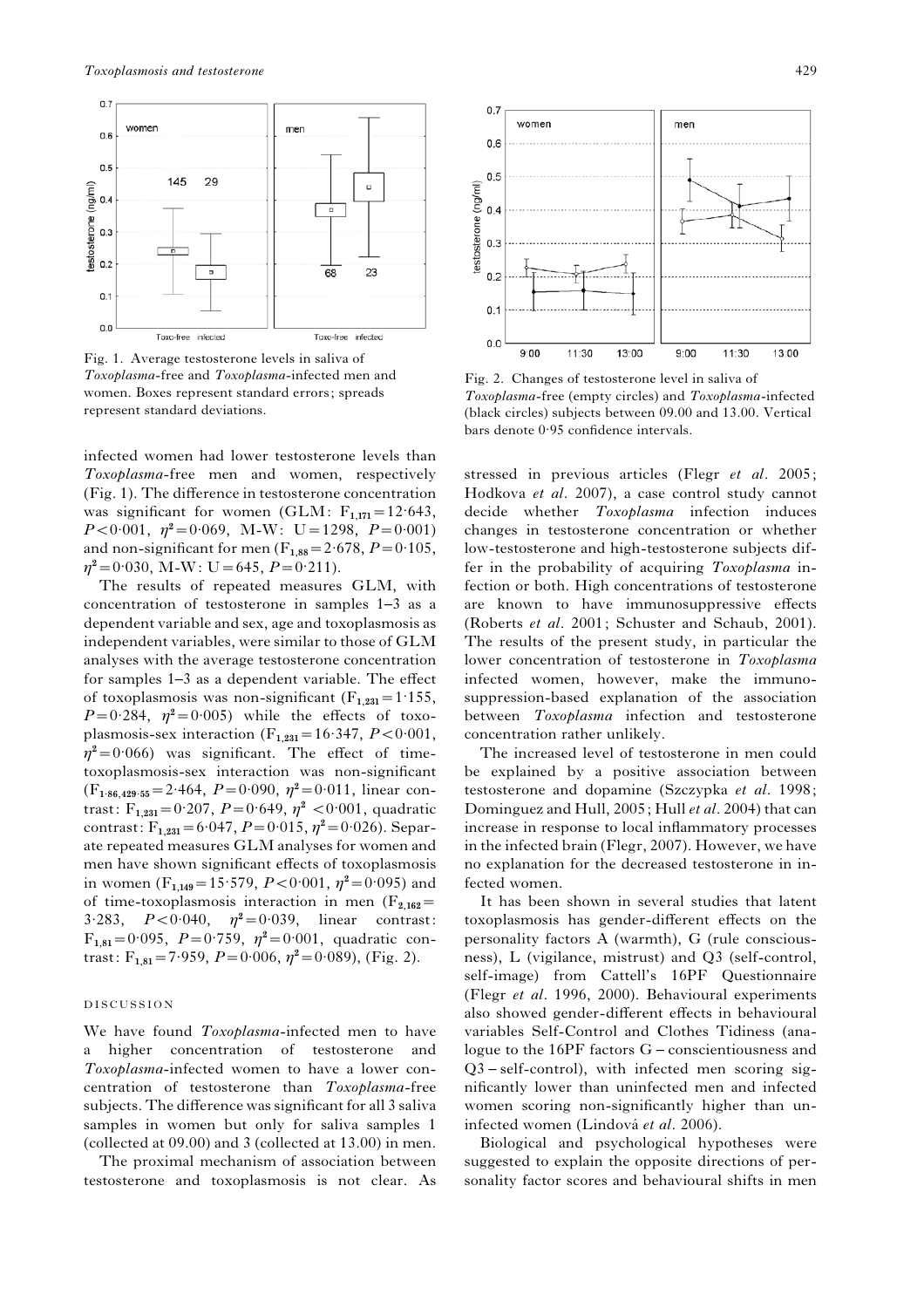Fig. 1. Average testosterone levels in saliva of *Toxoplasma*-free and *Toxoplasma*-infected men and women. Boxes represent standard errors; spreads represent standard deviations.

Fig. 2. Changes of testosterone level in saliva of *Toxoplasma*-free (empty circles) and *Toxoplasma*-infected (black circles) subjects between 09.00 and 13.00. Vertical bars denote 0·95 confidence intervals.

infected women had lower testosterone levels than *Toxoplasma*-free men and women, respectively (Fig. 1). The difference in testosterone concentration was significant for women (GLM: $F_{1,171}=12·643$, $P<0·001$, $\eta^2=0·069$, M-W: $U=1298$, $P=0·001$) and non-significant for men ($F_{1,88}=2·678$, $P=0·105$, $\eta^2=0·030$, M-W: $U=645$, $P=0·211$).

The results of repeated measures GLM, with concentration of testosterone in samples 1–3 as a dependent variable and sex, age and toxoplasmosis as independent variables, were similar to those of GLM analyses with the average testosterone concentration for samples 1–3 as a dependent variable. The effect of toxoplasmosis was non-significant ($F_{1,231}=1·155$, $P=0·284$, $\eta^2=0·005$) while the effects of toxoplasmosis-sex interaction ($F_{1,231}=16·347$, $P<0·001$, $\eta^2=0·066$) was significant. The effect of time-toxoplasmosis-sex interaction was non-significant ($F_{1·86,429·55}=2·464$, $P=0·090$, $\eta^2=0·011$, linear contrast: $F_{1,231}=0·207$, $P=0·649$, $\eta^2<0·001$, quadratic contrast: $F_{1,231}=6·047$, $P=0·015$, $\eta^2=0·026$). Separate repeated measures GLM analyses for women and men have shown significant effects of toxoplasmosis in women ($F_{1,149}=15·579$, $P<0·001$, $\eta^2=0·095$) and of time-toxoplasmosis interaction in men ($F_{2,162}=3·283$, $P<0·040$, $\eta^2=0·039$, linear contrast: $F_{1,81}=0·095$, $P=0·759$, $\eta^2=0·001$, quadratic contrast: $F_{1,81}=7·959$, $P=0·006$, $\eta^2=0·089$), (Fig. 2).

## DISCUSSION

We have found *Toxoplasma*-infected men to have a higher concentration of testosterone and *Toxoplasma*-infected women to have a lower concentration of testosterone than *Toxoplasma*-free subjects. The difference was significant for all 3 saliva samples in women but only for saliva samples 1 (collected at 09.00) and 3 (collected at 13.00) in men.

The proximal mechanism of association between testosterone and toxoplasmosis is not clear. As stressed in previous articles (Flegr *et al*. 2005; Hodkova *et al*. 2007), a case control study cannot decide whether *Toxoplasma* infection induces changes in testosterone concentration or whether low-testosterone and high-testosterone subjects differ in the probability of acquiring *Toxoplasma* infection or both. High concentrations of testosterone are known to have immunosuppressive effects (Roberts *et al*. 2001; Schuster and Schaub, 2001). The results of the present study, in particular the lower concentration of testosterone in *Toxoplasma* infected women, however, make the immunosuppression-based explanation of the association between *Toxoplasma* infection and testosterone concentration rather unlikely.

The increased level of testosterone in men could be explained by a positive association between testosterone and dopamine (Szczypka *et al*. 1998; Dominguez and Hull, 2005; Hull *et al*. 2004) that can increase in response to local inflammatory processes in the infected brain (Flegr, 2007). However, we have no explanation for the decreased testosterone in infected women.

It has been shown in several studies that latent toxoplasmosis has gender-different effects on the personality factors A (warmth), G (rule consciousness), L (vigilance, mistrust) and Q3 (self-control, self-image) from Cattell's 16PF Questionnaire (Flegr *et al*. 1996, 2000). Behavioural experiments also showed gender-different effects in behavioural variables Self-Control and Clothes Tidiness (analogue to the 16PF factors G – conscientiousness and Q3 – self-control), with infected men scoring significantly lower than uninfected men and infected women scoring non-significantly higher than uninfected women (Lindová *et al*. 2006).

Biological and psychological hypotheses were suggested to explain the opposite directions of personality factor scores and behavioural shifts in men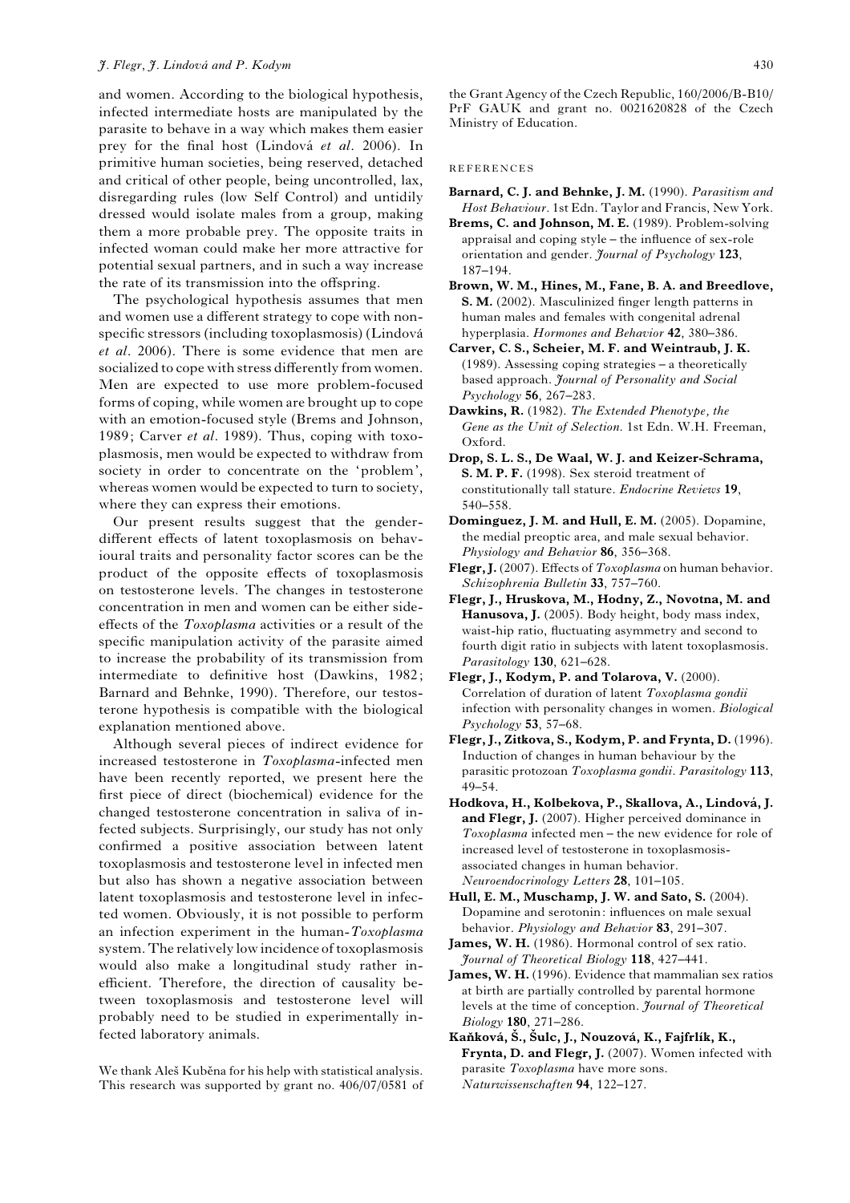and women. According to the biological hypothesis, infected intermediate hosts are manipulated by the parasite to behave in a way which makes them easier prey for the final host (Lindová *et al*. 2006). In primitive human societies, being reserved, detached and critical of other people, being uncontrolled, lax, disregarding rules (low Self Control) and untidily dressed would isolate males from a group, making them a more probable prey. The opposite traits in infected woman could make her more attractive for potential sexual partners, and in such a way increase the rate of its transmission into the offspring.

The psychological hypothesis assumes that men and women use a different strategy to cope with non-specific stressors (including toxoplasmosis) (Lindová *et al*. 2006). There is some evidence that men are socialized to cope with stress differently from women. Men are expected to use more problem-focused forms of coping, while women are brought up to cope with an emotion-focused style (Brems and Johnson, 1989; Carver *et al*. 1989). Thus, coping with toxoplasmosis, men would be expected to withdraw from society in order to concentrate on the 'problem', whereas women would be expected to turn to society, where they can express their emotions.

Our present results suggest that the gender-different effects of latent toxoplasmosis on behavioural traits and personality factor scores can be the product of the opposite effects of toxoplasmosis on testosterone levels. The changes in testosterone concentration in men and women can be either side-effects of the *Toxoplasma* activities or a result of the specific manipulation activity of the parasite aimed to increase the probability of its transmission from intermediate to definitive host (Dawkins, 1982; Barnard and Behnke, 1990). Therefore, our testosterone hypothesis is compatible with the biological explanation mentioned above.

Although several pieces of indirect evidence for increased testosterone in *Toxoplasma*-infected men have been recently reported, we present here the first piece of direct (biochemical) evidence for the changed testosterone concentration in saliva of infected subjects. Surprisingly, our study has not only confirmed a positive association between latent toxoplasmosis and testosterone level in infected men but also has shown a negative association between latent toxoplasmosis and testosterone level in infected women. Obviously, it is not possible to perform an infection experiment in the human-*Toxoplasma* system. The relatively low incidence of toxoplasmosis would also make a longitudinal study rather inefficient. Therefore, the direction of causality between toxoplasmosis and testosterone level will probably need to be studied in experimentally infected laboratory animals.

We thank Aleš Kuběna for his help with statistical analysis. This research was supported by grant no. 406/07/0581 of the Grant Agency of the Czech Republic, 160/2006/B-B10/PrF GAUK and grant no. 0021620828 of the Czech Ministry of Education.

## REFERENCES

**Barnard, C. J. and Behnke, J. M.** (1990). *Parasitism and Host Behaviour*. 1st Edn. Taylor and Francis, New York.

**Brems, C. and Johnson, M. E.** (1989). Problem-solving appraisal and coping style – the influence of sex-role orientation and gender. *Journal of Psychology* **123**, 187–194.

**Brown, W. M., Hines, M., Fane, B. A. and Breedlove, S. M.** (2002). Masculinized finger length patterns in human males and females with congenital adrenal hyperplasia. *Hormones and Behavior* **42**, 380–386.

**Carver, C. S., Scheier, M. F. and Weintraub, J. K.** (1989). Assessing coping strategies – a theoretically based approach. *Journal of Personality and Social Psychology* **56**, 267–283.

**Dawkins, R.** (1982). *The Extended Phenotype, the Gene as the Unit of Selection*. 1st Edn. W.H. Freeman, Oxford.

**Drop, S. L. S., De Waal, W. J. and Keizer-Schrama, S. M. P. F.** (1998). Sex steroid treatment of constitutionally tall stature. *Endocrine Reviews* **19**, 540–558.

**Dominguez, J. M. and Hull, E. M.** (2005). Dopamine, the medial preoptic area, and male sexual behavior. *Physiology and Behavior* **86**, 356–368.

**Flegr, J.** (2007). Effects of *Toxoplasma* on human behavior. *Schizophrenia Bulletin* **33**, 757–760.

**Flegr, J., Hruskova, M., Hodny, Z., Novotna, M. and Hanusova, J.** (2005). Body height, body mass index, waist-hip ratio, fluctuating asymmetry and second to fourth digit ratio in subjects with latent toxoplasmosis. *Parasitology* **130**, 621–628.

**Flegr, J., Kodym, P. and Tolarova, V.** (2000). Correlation of duration of latent *Toxoplasma gondii* infection with personality changes in women. *Biological Psychology* **53**, 57–68.

**Flegr, J., Zitkova, S., Kodym, P. and Frynta, D.** (1996). Induction of changes in human behaviour by the parasitic protozoan *Toxoplasma gondii*. *Parasitology* **113**, 49–54.

**Hodkova, H., Kolbekova, P., Skallova, A., Lindová, J. and Flegr, J.** (2007). Higher perceived dominance in *Toxoplasma* infected men – the new evidence for role of increased level of testosterone in toxoplasmosis-associated changes in human behavior. *Neuroendocrinology Letters* **28**, 101–105.

**Hull, E. M., Muschamp, J. W. and Sato, S.** (2004). Dopamine and serotonin: influences on male sexual behavior. *Physiology and Behavior* **83**, 291–307.

**James, W. H.** (1986). Hormonal control of sex ratio. *Journal of Theoretical Biology* **118**, 427–441.

**James, W. H.** (1996). Evidence that mammalian sex ratios at birth are partially controlled by parental hormone levels at the time of conception. *Journal of Theoretical Biology* **180**, 271–286.

**Kaňková, Š., Šulc, J., Nouzová, K., Fajfrlík, K., Frynta, D. and Flegr, J.** (2007). Women infected with parasite *Toxoplasma* have more sons. *Naturwissenschaften* **94**, 122–127.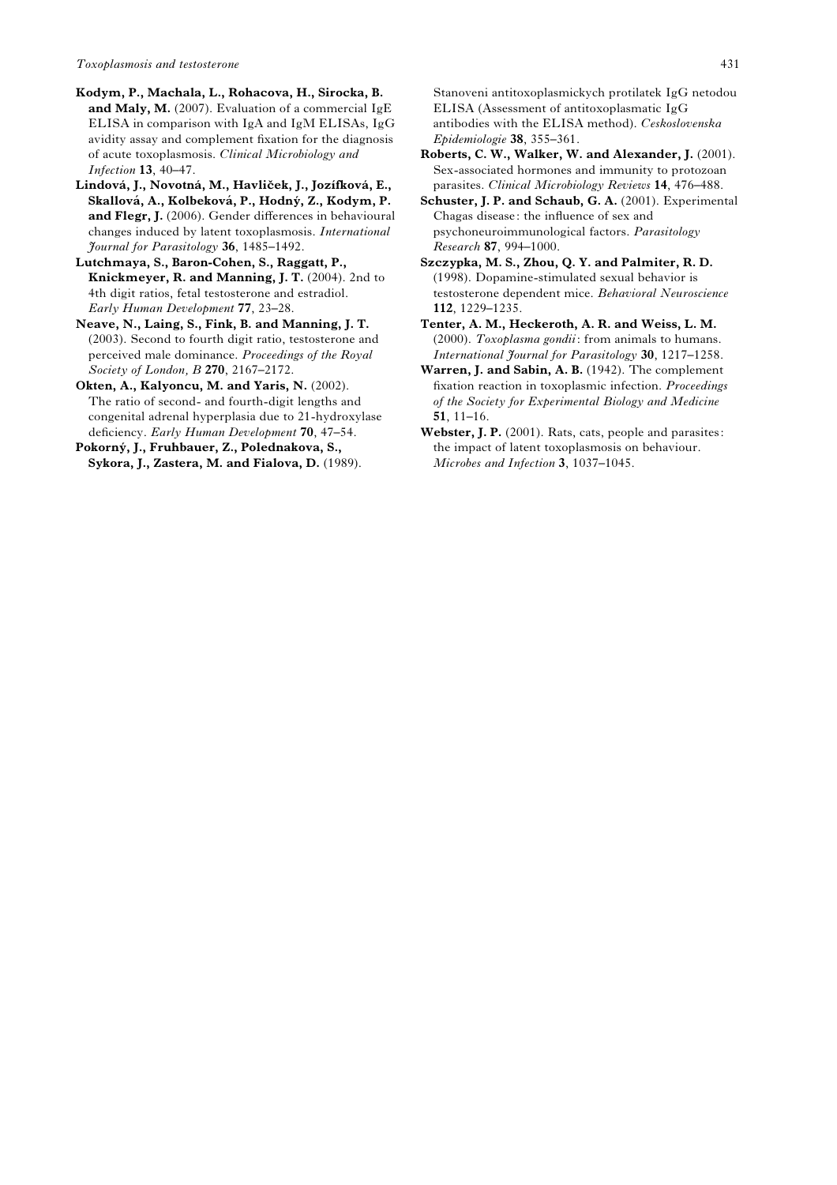**Kodym, P., Machala, L., Rohacova, H., Sirocka, B. and Maly, M.** (2007). Evaluation of a commercial IgE ELISA in comparison with IgA and IgM ELISAs, IgG avidity assay and complement fixation for the diagnosis of acute toxoplasmosis. *Clinical Microbiology and Infection* **13**, 40–47.

**Lindová, J., Novotná, M., Havliček, J., Jozífková, E., Skallová, A., Kolbeková, P., Hodný, Z., Kodym, P. and Flegr, J.** (2006). Gender differences in behavioural changes induced by latent toxoplasmosis. *International Journal for Parasitology* **36**, 1485–1492.

**Lutchmaya, S., Baron-Cohen, S., Raggatt, P., Knickmeyer, R. and Manning, J. T.** (2004). 2nd to 4th digit ratios, fetal testosterone and estradiol. *Early Human Development* **77**, 23–28.

**Neave, N., Laing, S., Fink, B. and Manning, J. T.** (2003). Second to fourth digit ratio, testosterone and perceived male dominance. *Proceedings of the Royal Society of London, B* **270**, 2167–2172.

**Okten, A., Kalyoncu, M. and Yaris, N.** (2002). The ratio of second- and fourth-digit lengths and congenital adrenal hyperplasia due to 21-hydroxylase deficiency. *Early Human Development* **70**, 47–54.

**Pokorný, J., Fruhbauer, Z., Polednakova, S., Sykora, J., Zastera, M. and Fialova, D.** (1989). Stanoveni antitoxoplasmickych protilatek IgG netodou ELISA (Assessment of antitoxoplasmatic IgG antibodies with the ELISA method). *Ceskoslovenska Epidemiologie* **38**, 355–361.

**Roberts, C. W., Walker, W. and Alexander, J.** (2001). Sex-associated hormones and immunity to protozoan parasites. *Clinical Microbiology Reviews* **14**, 476–488.

**Schuster, J. P. and Schaub, G. A.** (2001). Experimental Chagas disease: the influence of sex and psychoneuroimmunological factors. *Parasitology Research* **87**, 994–1000.

**Szczypka, M. S., Zhou, Q. Y. and Palmiter, R. D.** (1998). Dopamine-stimulated sexual behavior is testosterone dependent mice. *Behavioral Neuroscience* **112**, 1229–1235.

**Tenter, A. M., Heckeroth, A. R. and Weiss, L. M.** (2000). *Toxoplasma gondii*: from animals to humans. *International Journal for Parasitology* **30**, 1217–1258.

**Warren, J. and Sabin, A. B.** (1942). The complement fixation reaction in toxoplasmic infection. *Proceedings of the Society for Experimental Biology and Medicine* **51**, 11–16.

**Webster, J. P.** (2001). Rats, cats, people and parasites: the impact of latent toxoplasmosis on behaviour. *Microbes and Infection* **3**, 1037–1045.